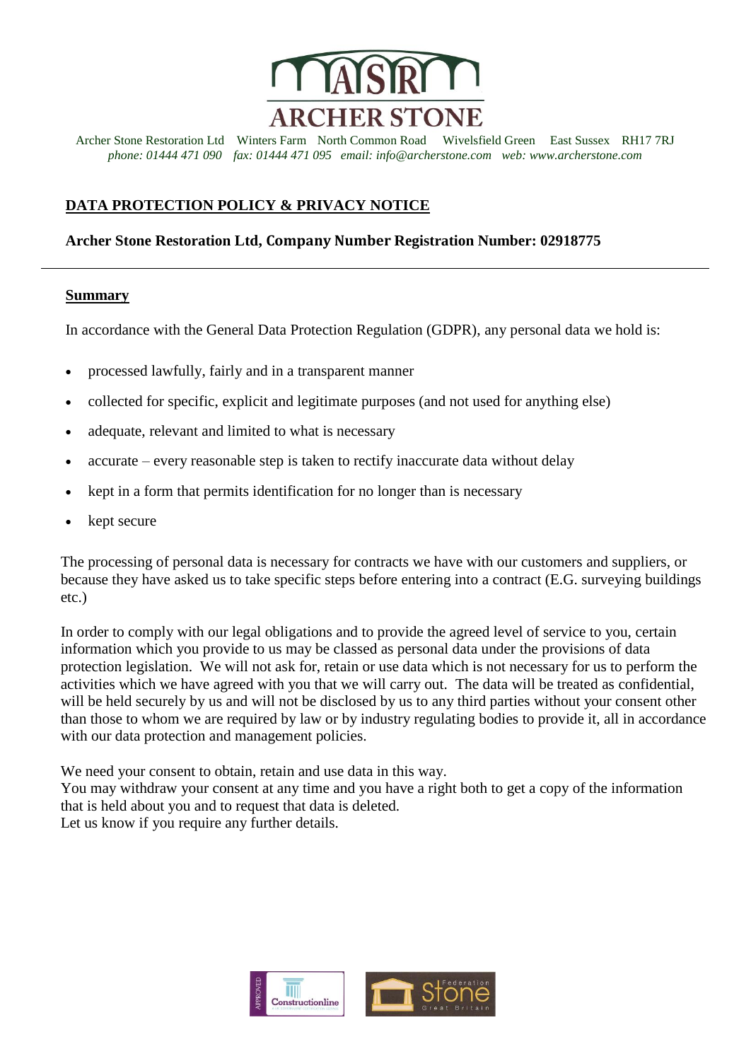ASR
ARCHER STONE

Archer Stone Restoration Ltd Winters Farm North Common Road Wivelsfield Green East Sussex RH17 7RJ
*phone: 01444 471 090 fax: 01444 471 095 email: info@archerstone.com web: www.archerstone.com*

## DATA PROTECTION POLICY & PRIVACY NOTICE

**Archer Stone Restoration Ltd, Company Number Registration Number: 02918775**

---

### Summary

In accordance with the General Data Protection Regulation (GDPR), any personal data we hold is:

- processed lawfully, fairly and in a transparent manner
- collected for specific, explicit and legitimate purposes (and not used for anything else)
- adequate, relevant and limited to what is necessary
- accurate – every reasonable step is taken to rectify inaccurate data without delay
- kept in a form that permits identification for no longer than is necessary
- kept secure

The processing of personal data is necessary for contracts we have with our customers and suppliers, or because they have asked us to take specific steps before entering into a contract (E.G. surveying buildings etc.)

In order to comply with our legal obligations and to provide the agreed level of service to you, certain information which you provide to us may be classed as personal data under the provisions of data protection legislation. We will not ask for, retain or use data which is not necessary for us to perform the activities which we have agreed with you that we will carry out. The data will be treated as confidential, will be held securely by us and will not be disclosed by us to any third parties without your consent other than those to whom we are required by law or by industry regulating bodies to provide it, all in accordance with our data protection and management policies.

We need your consent to obtain, retain and use data in this way.
You may withdraw your consent at any time and you have a right both to get a copy of the information that is held about you and to request that data is deleted.
Let us know if you require any further details.

APPROVED Constructionline

Stone Federation Great Britain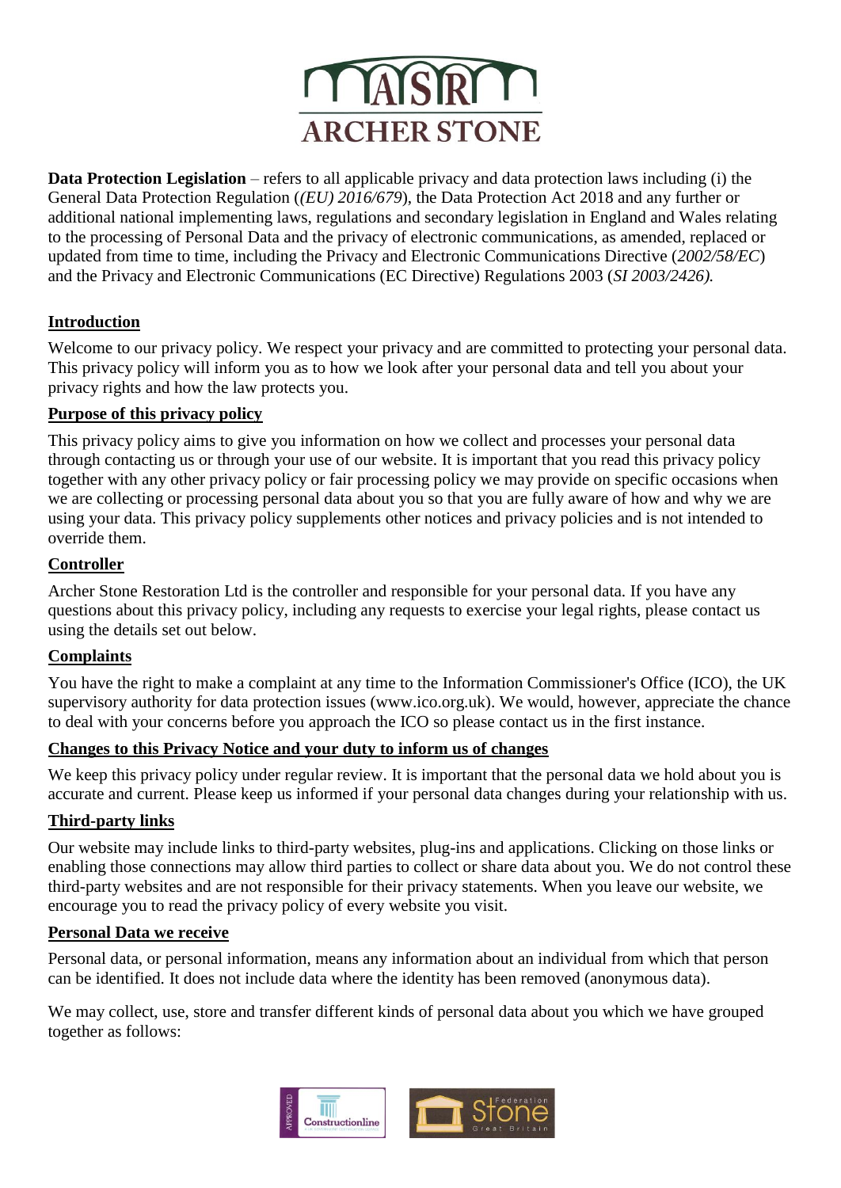**Data Protection Legislation** – refers to all applicable privacy and data protection laws including (i) the General Data Protection Regulation (*(EU) 2016/679*), the Data Protection Act 2018 and any further or additional national implementing laws, regulations and secondary legislation in England and Wales relating to the processing of Personal Data and the privacy of electronic communications, as amended, replaced or updated from time to time, including the Privacy and Electronic Communications Directive (*2002/58/EC*) and the Privacy and Electronic Communications (EC Directive) Regulations 2003 (*SI 2003/2426).*

## Introduction

Welcome to our privacy policy. We respect your privacy and are committed to protecting your personal data. This privacy policy will inform you as to how we look after your personal data and tell you about your privacy rights and how the law protects you.

## Purpose of this privacy policy

This privacy policy aims to give you information on how we collect and processes your personal data through contacting us or through your use of our website. It is important that you read this privacy policy together with any other privacy policy or fair processing policy we may provide on specific occasions when we are collecting or processing personal data about you so that you are fully aware of how and why we are using your data. This privacy policy supplements other notices and privacy policies and is not intended to override them.

## Controller

Archer Stone Restoration Ltd is the controller and responsible for your personal data. If you have any questions about this privacy policy, including any requests to exercise your legal rights, please contact us using the details set out below.

## Complaints

You have the right to make a complaint at any time to the Information Commissioner's Office (ICO), the UK supervisory authority for data protection issues (www.ico.org.uk). We would, however, appreciate the chance to deal with your concerns before you approach the ICO so please contact us in the first instance.

## Changes to this Privacy Notice and your duty to inform us of changes

We keep this privacy policy under regular review. It is important that the personal data we hold about you is accurate and current. Please keep us informed if your personal data changes during your relationship with us.

## Third-party links

Our website may include links to third-party websites, plug-ins and applications. Clicking on those links or enabling those connections may allow third parties to collect or share data about you. We do not control these third-party websites and are not responsible for their privacy statements. When you leave our website, we encourage you to read the privacy policy of every website you visit.

## Personal Data we receive

Personal data, or personal information, means any information about an individual from which that person can be identified. It does not include data where the identity has been removed (anonymous data).

We may collect, use, store and transfer different kinds of personal data about you which we have grouped together as follows: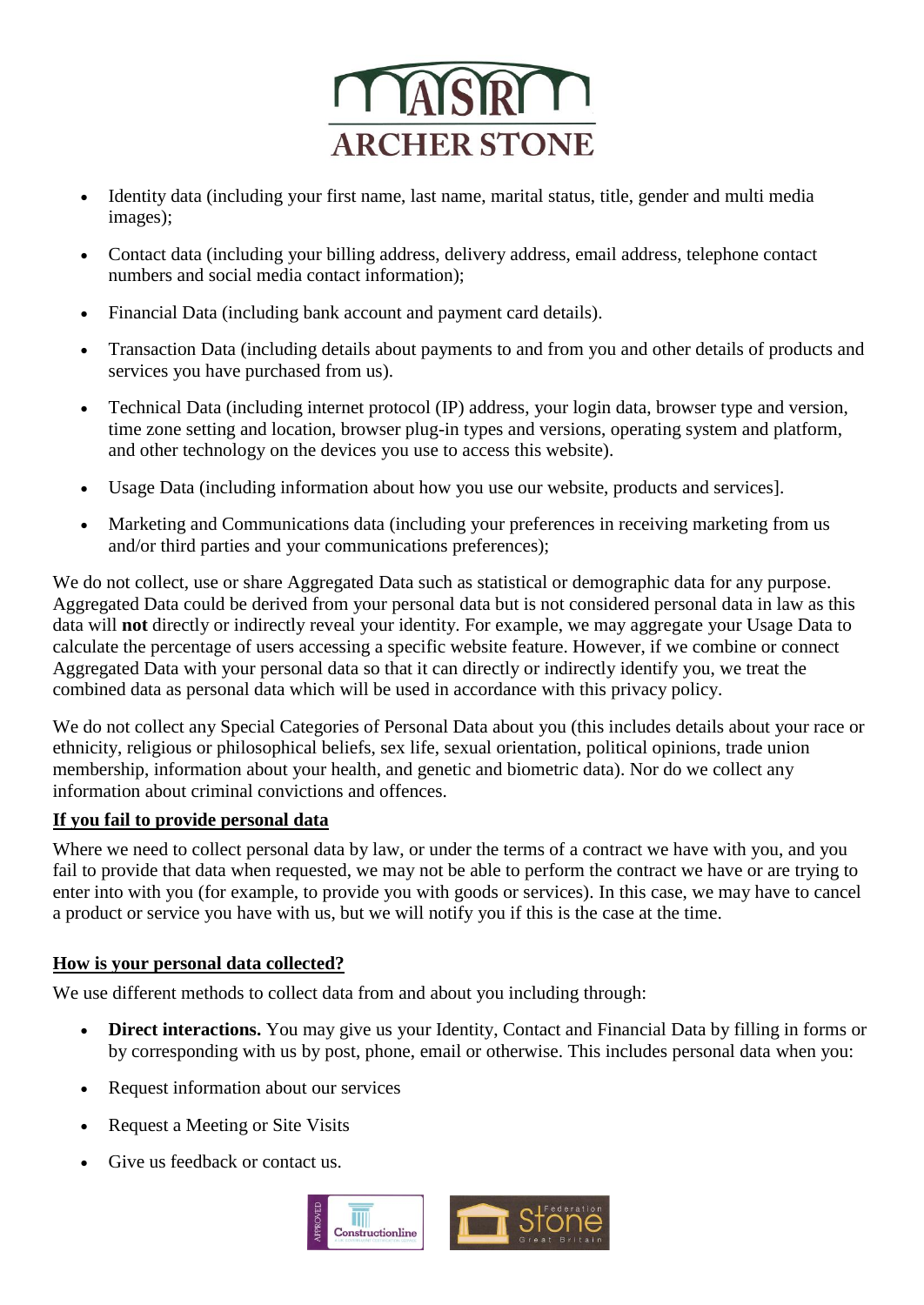- Identity data (including your first name, last name, marital status, title, gender and multi media images);
- Contact data (including your billing address, delivery address, email address, telephone contact numbers and social media contact information);
- Financial Data (including bank account and payment card details).
- Transaction Data (including details about payments to and from you and other details of products and services you have purchased from us).
- Technical Data (including internet protocol (IP) address, your login data, browser type and version, time zone setting and location, browser plug-in types and versions, operating system and platform, and other technology on the devices you use to access this website).
- Usage Data (including information about how you use our website, products and services].
- Marketing and Communications data (including your preferences in receiving marketing from us and/or third parties and your communications preferences);

We do not collect, use or share Aggregated Data such as statistical or demographic data for any purpose. Aggregated Data could be derived from your personal data but is not considered personal data in law as this data will **not** directly or indirectly reveal your identity. For example, we may aggregate your Usage Data to calculate the percentage of users accessing a specific website feature. However, if we combine or connect Aggregated Data with your personal data so that it can directly or indirectly identify you, we treat the combined data as personal data which will be used in accordance with this privacy policy.

We do not collect any Special Categories of Personal Data about you (this includes details about your race or ethnicity, religious or philosophical beliefs, sex life, sexual orientation, political opinions, trade union membership, information about your health, and genetic and biometric data). Nor do we collect any information about criminal convictions and offences.

**If you fail to provide personal data**

Where we need to collect personal data by law, or under the terms of a contract we have with you, and you fail to provide that data when requested, we may not be able to perform the contract we have or are trying to enter into with you (for example, to provide you with goods or services). In this case, we may have to cancel a product or service you have with us, but we will notify you if this is the case at the time.

**How is your personal data collected?**

We use different methods to collect data from and about you including through:

- **Direct interactions.** You may give us your Identity, Contact and Financial Data by filling in forms or by corresponding with us by post, phone, email or otherwise. This includes personal data when you:
- Request information about our services
- Request a Meeting or Site Visits
- Give us feedback or contact us.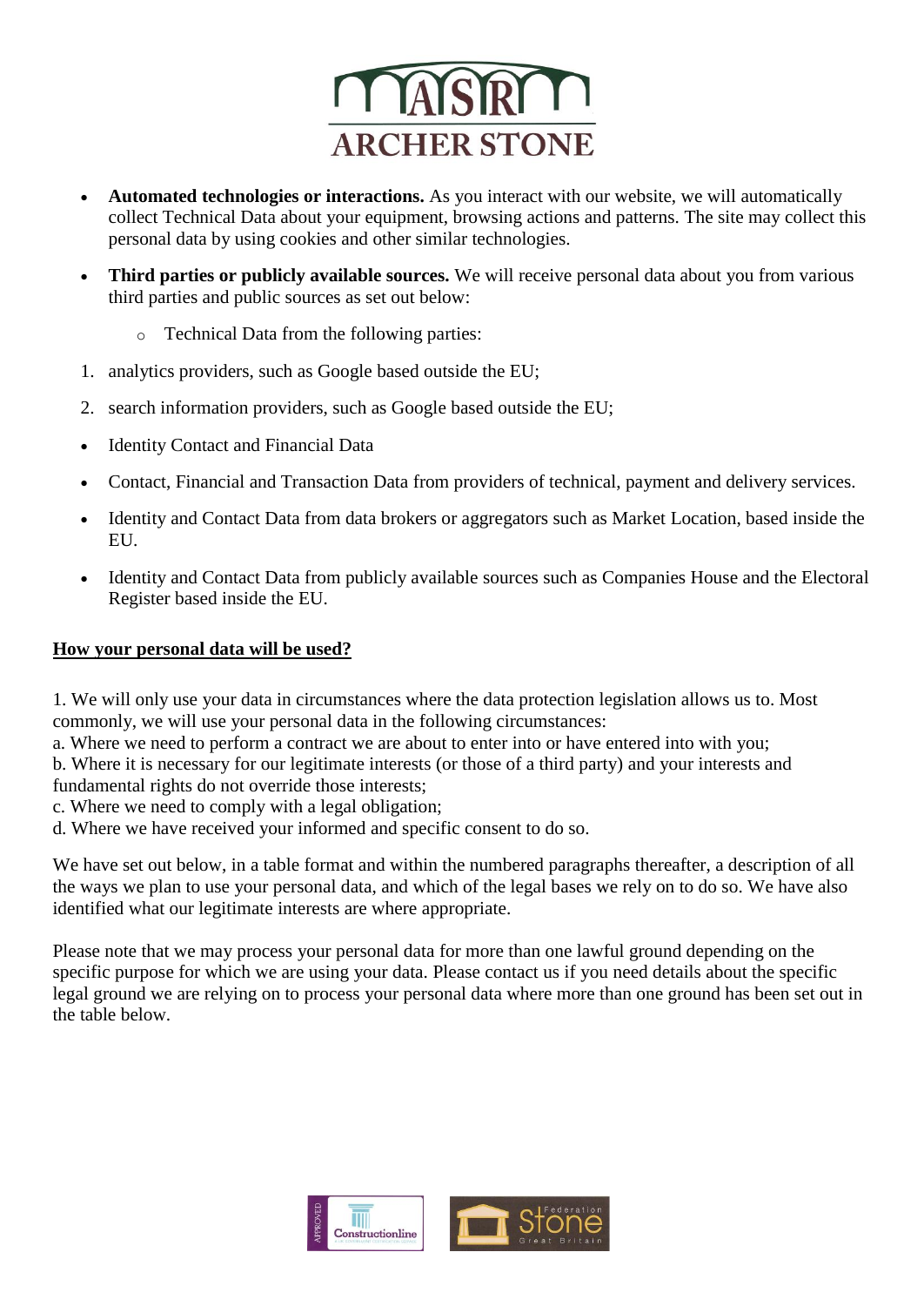- **Automated technologies or interactions.** As you interact with our website, we will automatically collect Technical Data about your equipment, browsing actions and patterns. The site may collect this personal data by using cookies and other similar technologies.
- **Third parties or publicly available sources.** We will receive personal data about you from various third parties and public sources as set out below:
    - Technical Data from the following parties:

1. analytics providers, such as Google based outside the EU;
2. search information providers, such as Google based outside the EU;

- Identity Contact and Financial Data
- Contact, Financial and Transaction Data from providers of technical, payment and delivery services.
- Identity and Contact Data from data brokers or aggregators such as Market Location, based inside the EU.
- Identity and Contact Data from publicly available sources such as Companies House and the Electoral Register based inside the EU.

**How your personal data will be used?**

1. We will only use your data in circumstances where the data protection legislation allows us to. Most commonly, we will use your personal data in the following circumstances:
a. Where we need to perform a contract we are about to enter into or have entered into with you;
b. Where it is necessary for our legitimate interests (or those of a third party) and your interests and fundamental rights do not override those interests;
c. Where we need to comply with a legal obligation;
d. Where we have received your informed and specific consent to do so.

We have set out below, in a table format and within the numbered paragraphs thereafter, a description of all the ways we plan to use your personal data, and which of the legal bases we rely on to do so. We have also identified what our legitimate interests are where appropriate.

Please note that we may process your personal data for more than one lawful ground depending on the specific purpose for which we are using your data. Please contact us if you need details about the specific legal ground we are relying on to process your personal data where more than one ground has been set out in the table below.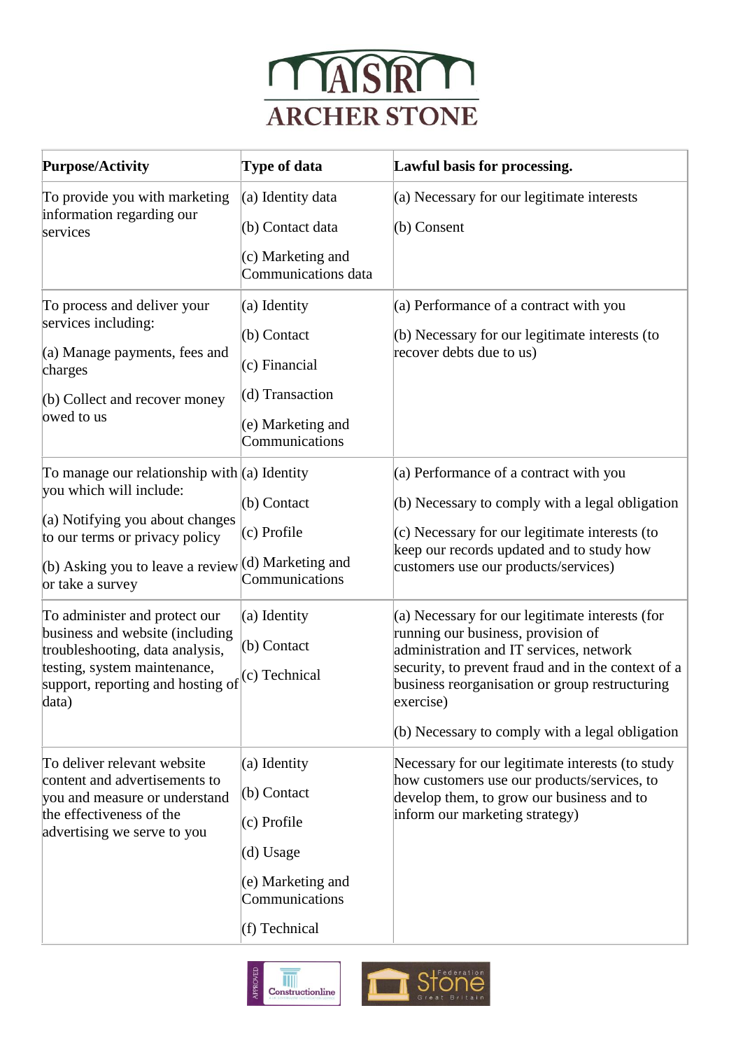| Purpose/Activity | Type of data | Lawful basis for processing. |
| --- | --- | --- |
| To provide you with marketing information regarding our services | (a) Identity data<br>(b) Contact data<br>(c) Marketing and Communications data | (a) Necessary for our legitimate interests<br>(b) Consent |
| To process and deliver your services including:<br>(a) Manage payments, fees and charges<br>(b) Collect and recover money owed to us | (a) Identity<br>(b) Contact<br>(c) Financial<br>(d) Transaction<br>(e) Marketing and Communications | (a) Performance of a contract with you<br>(b) Necessary for our legitimate interests (to recover debts due to us) |
| To manage our relationship with you which will include:<br>(a) Notifying you about changes to our terms or privacy policy<br>(b) Asking you to leave a review or take a survey | (a) Identity<br>(b) Contact<br>(c) Profile<br>(d) Marketing and Communications | (a) Performance of a contract with you<br>(b) Necessary to comply with a legal obligation<br>(c) Necessary for our legitimate interests (to keep our records updated and to study how customers use our products/services) |
| To administer and protect our business and website (including troubleshooting, data analysis, testing, system maintenance, support, reporting and hosting of data) | (a) Identity<br>(b) Contact<br>(c) Technical | (a) Necessary for our legitimate interests (for running our business, provision of administration and IT services, network security, to prevent fraud and in the context of a business reorganisation or group restructuring exercise)<br>(b) Necessary to comply with a legal obligation |
| To deliver relevant website content and advertisements to you and measure or understand the effectiveness of the advertising we serve to you | (a) Identity<br>(b) Contact<br>(c) Profile<br>(d) Usage<br>(e) Marketing and Communications<br>(f) Technical | Necessary for our legitimate interests (to study how customers use our products/services, to develop them, to grow our business and to inform our marketing strategy) |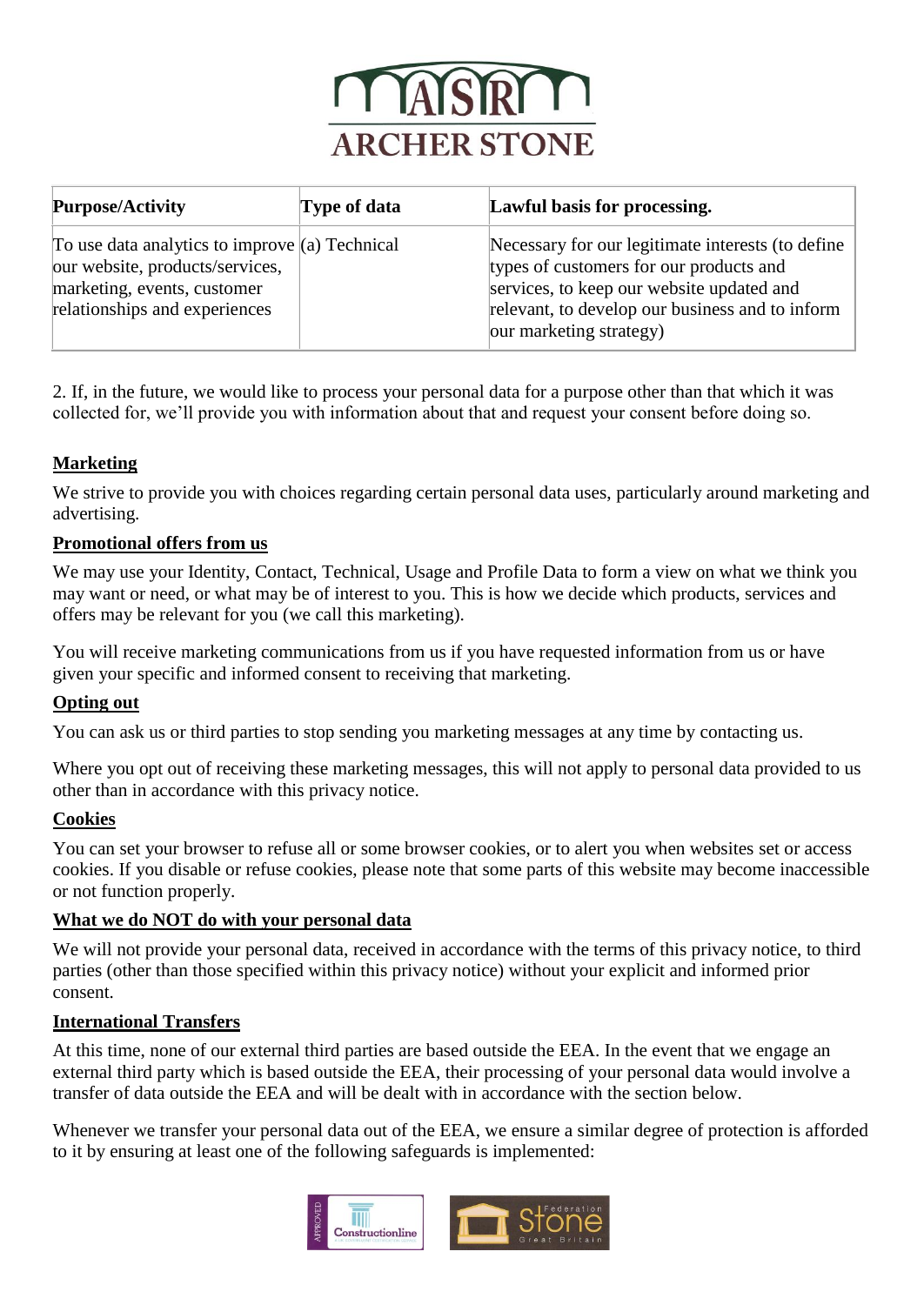| Purpose/Activity | Type of data | Lawful basis for processing. |
|---|---|---|
| To use data analytics to improve our website, products/services, marketing, events, customer relationships and experiences | (a) Technical | Necessary for our legitimate interests (to define types of customers for our products and services, to keep our website updated and relevant, to develop our business and to inform our marketing strategy) |

2. If, in the future, we would like to process your personal data for a purpose other than that which it was collected for, we'll provide you with information about that and request your consent before doing so.

**Marketing**

We strive to provide you with choices regarding certain personal data uses, particularly around marketing and advertising.

**Promotional offers from us**

We may use your Identity, Contact, Technical, Usage and Profile Data to form a view on what we think you may want or need, or what may be of interest to you. This is how we decide which products, services and offers may be relevant for you (we call this marketing).

You will receive marketing communications from us if you have requested information from us or have given your specific and informed consent to receiving that marketing.

**Opting out**

You can ask us or third parties to stop sending you marketing messages at any time by contacting us.

Where you opt out of receiving these marketing messages, this will not apply to personal data provided to us other than in accordance with this privacy notice.

**Cookies**

You can set your browser to refuse all or some browser cookies, or to alert you when websites set or access cookies. If you disable or refuse cookies, please note that some parts of this website may become inaccessible or not function properly.

**What we do NOT do with your personal data**

We will not provide your personal data, received in accordance with the terms of this privacy notice, to third parties (other than those specified within this privacy notice) without your explicit and informed prior consent.

**International Transfers**

At this time, none of our external third parties are based outside the EEA. In the event that we engage an external third party which is based outside the EEA, their processing of your personal data would involve a transfer of data outside the EEA and will be dealt with in accordance with the section below.

Whenever we transfer your personal data out of the EEA, we ensure a similar degree of protection is afforded to it by ensuring at least one of the following safeguards is implemented: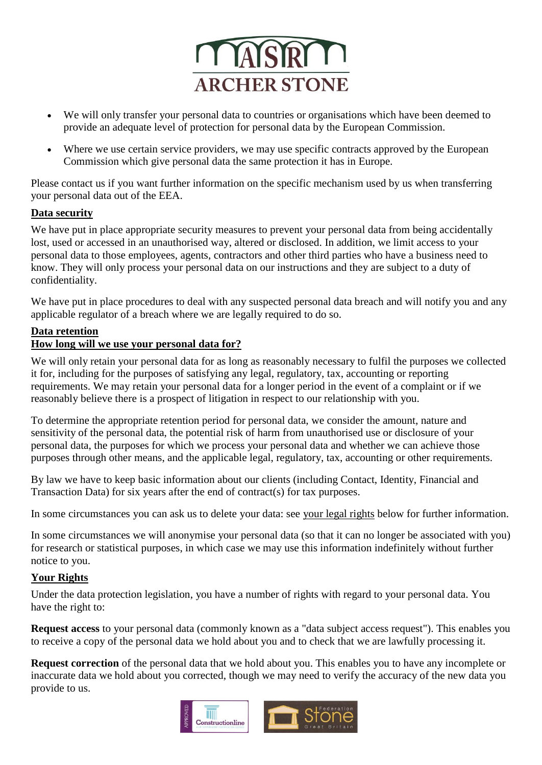- We will only transfer your personal data to countries or organisations which have been deemed to provide an adequate level of protection for personal data by the European Commission.
- Where we use certain service providers, we may use specific contracts approved by the European Commission which give personal data the same protection it has in Europe.

Please contact us if you want further information on the specific mechanism used by us when transferring your personal data out of the EEA.

## Data security

We have put in place appropriate security measures to prevent your personal data from being accidentally lost, used or accessed in an unauthorised way, altered or disclosed. In addition, we limit access to your personal data to those employees, agents, contractors and other third parties who have a business need to know. They will only process your personal data on our instructions and they are subject to a duty of confidentiality.

We have put in place procedures to deal with any suspected personal data breach and will notify you and any applicable regulator of a breach where we are legally required to do so.

## Data retention

### How long will we use your personal data for?

We will only retain your personal data for as long as reasonably necessary to fulfil the purposes we collected it for, including for the purposes of satisfying any legal, regulatory, tax, accounting or reporting requirements. We may retain your personal data for a longer period in the event of a complaint or if we reasonably believe there is a prospect of litigation in respect to our relationship with you.

To determine the appropriate retention period for personal data, we consider the amount, nature and sensitivity of the personal data, the potential risk of harm from unauthorised use or disclosure of your personal data, the purposes for which we process your personal data and whether we can achieve those purposes through other means, and the applicable legal, regulatory, tax, accounting or other requirements.

By law we have to keep basic information about our clients (including Contact, Identity, Financial and Transaction Data) for six years after the end of contract(s) for tax purposes.

In some circumstances you can ask us to delete your data: see your legal rights below for further information.

In some circumstances we will anonymise your personal data (so that it can no longer be associated with you) for research or statistical purposes, in which case we may use this information indefinitely without further notice to you.

## Your Rights

Under the data protection legislation, you have a number of rights with regard to your personal data. You have the right to:

**Request access** to your personal data (commonly known as a "data subject access request"). This enables you to receive a copy of the personal data we hold about you and to check that we are lawfully processing it.

**Request correction** of the personal data that we hold about you. This enables you to have any incomplete or inaccurate data we hold about you corrected, though we may need to verify the accuracy of the new data you provide to us.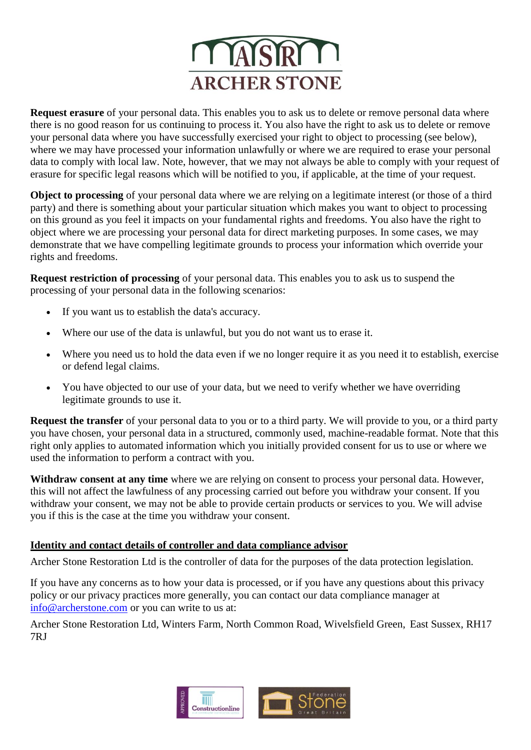**Request erasure** of your personal data. This enables you to ask us to delete or remove personal data where there is no good reason for us continuing to process it. You also have the right to ask us to delete or remove your personal data where you have successfully exercised your right to object to processing (see below), where we may have processed your information unlawfully or where we are required to erase your personal data to comply with local law. Note, however, that we may not always be able to comply with your request of erasure for specific legal reasons which will be notified to you, if applicable, at the time of your request.

**Object to processing** of your personal data where we are relying on a legitimate interest (or those of a third party) and there is something about your particular situation which makes you want to object to processing on this ground as you feel it impacts on your fundamental rights and freedoms. You also have the right to object where we are processing your personal data for direct marketing purposes. In some cases, we may demonstrate that we have compelling legitimate grounds to process your information which override your rights and freedoms.

**Request restriction of processing** of your personal data. This enables you to ask us to suspend the processing of your personal data in the following scenarios:

- If you want us to establish the data's accuracy.
- Where our use of the data is unlawful, but you do not want us to erase it.
- Where you need us to hold the data even if we no longer require it as you need it to establish, exercise or defend legal claims.
- You have objected to our use of your data, but we need to verify whether we have overriding legitimate grounds to use it.

**Request the transfer** of your personal data to you or to a third party. We will provide to you, or a third party you have chosen, your personal data in a structured, commonly used, machine-readable format. Note that this right only applies to automated information which you initially provided consent for us to use or where we used the information to perform a contract with you.

**Withdraw consent at any time** where we are relying on consent to process your personal data. However, this will not affect the lawfulness of any processing carried out before you withdraw your consent. If you withdraw your consent, we may not be able to provide certain products or services to you. We will advise you if this is the case at the time you withdraw your consent.

## Identity and contact details of controller and data compliance advisor

Archer Stone Restoration Ltd is the controller of data for the purposes of the data protection legislation.

If you have any concerns as to how your data is processed, or if you have any questions about this privacy policy or our privacy practices more generally, you can contact our data compliance manager at info@archerstone.com or you can write to us at:

Archer Stone Restoration Ltd, Winters Farm, North Common Road, Wivelsfield Green, East Sussex, RH17 7RJ